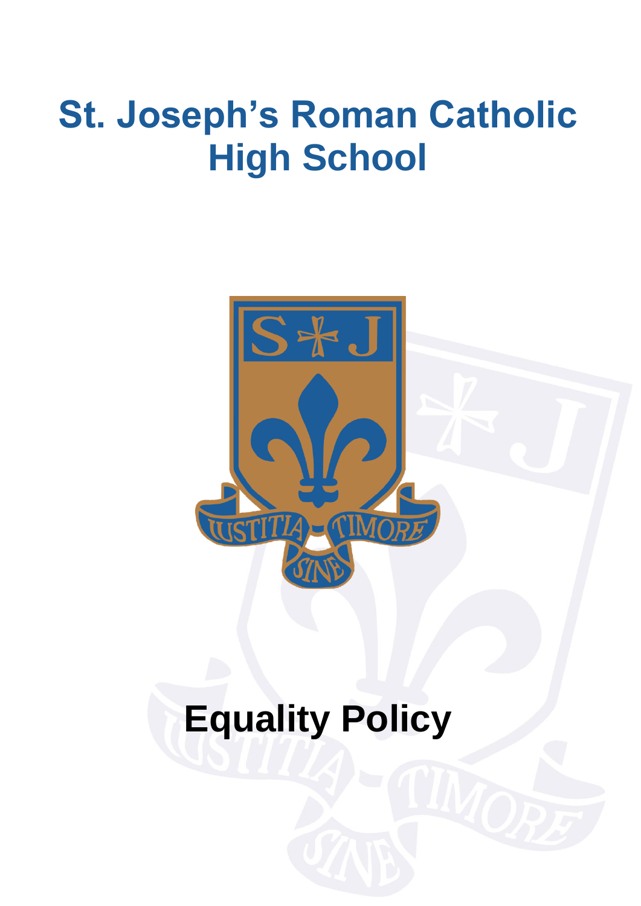# St. Joseph's Roman Catholic High School

# Equality Policy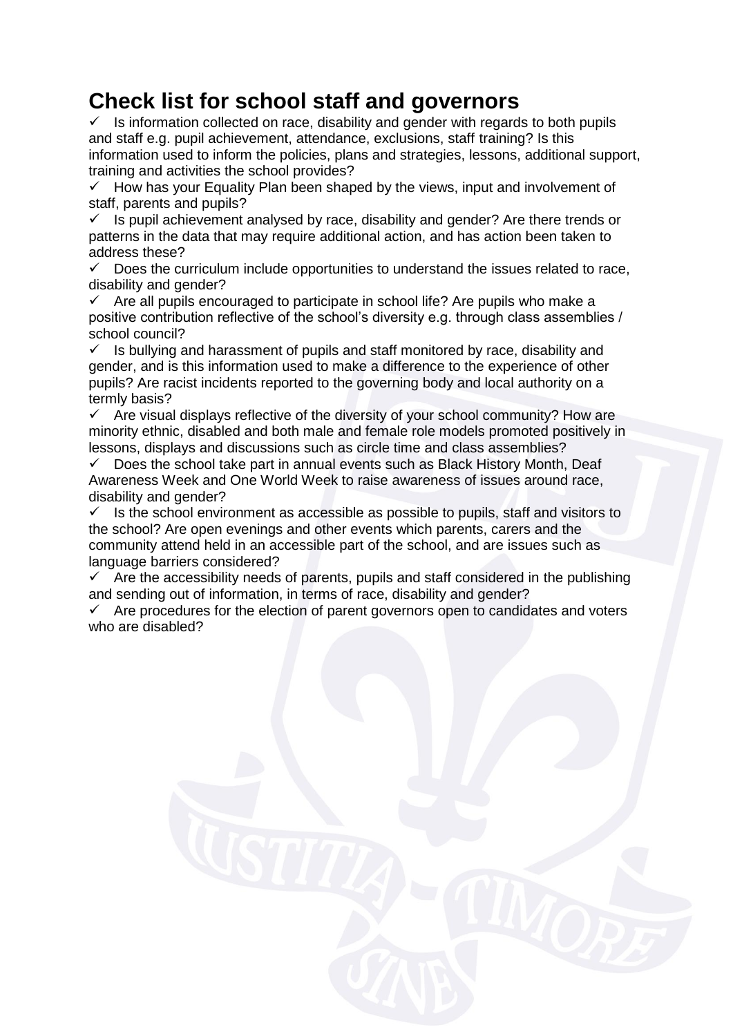# Check list for school staff and governors

- ✓ Is information collected on race, disability and gender with regards to both pupils and staff e.g. pupil achievement, attendance, exclusions, staff training? Is this information used to inform the policies, plans and strategies, lessons, additional support, training and activities the school provides?
- ✓ How has your Equality Plan been shaped by the views, input and involvement of staff, parents and pupils?
- ✓ Is pupil achievement analysed by race, disability and gender? Are there trends or patterns in the data that may require additional action, and has action been taken to address these?
- ✓ Does the curriculum include opportunities to understand the issues related to race, disability and gender?
- ✓ Are all pupils encouraged to participate in school life? Are pupils who make a positive contribution reflective of the school's diversity e.g. through class assemblies / school council?
- ✓ Is bullying and harassment of pupils and staff monitored by race, disability and gender, and is this information used to make a difference to the experience of other pupils? Are racist incidents reported to the governing body and local authority on a termly basis?
- ✓ Are visual displays reflective of the diversity of your school community? How are minority ethnic, disabled and both male and female role models promoted positively in lessons, displays and discussions such as circle time and class assemblies?
- ✓ Does the school take part in annual events such as Black History Month, Deaf Awareness Week and One World Week to raise awareness of issues around race, disability and gender?
- ✓ Is the school environment as accessible as possible to pupils, staff and visitors to the school? Are open evenings and other events which parents, carers and the community attend held in an accessible part of the school, and are issues such as language barriers considered?
- ✓ Are the accessibility needs of parents, pupils and staff considered in the publishing and sending out of information, in terms of race, disability and gender?
- ✓ Are procedures for the election of parent governors open to candidates and voters who are disabled?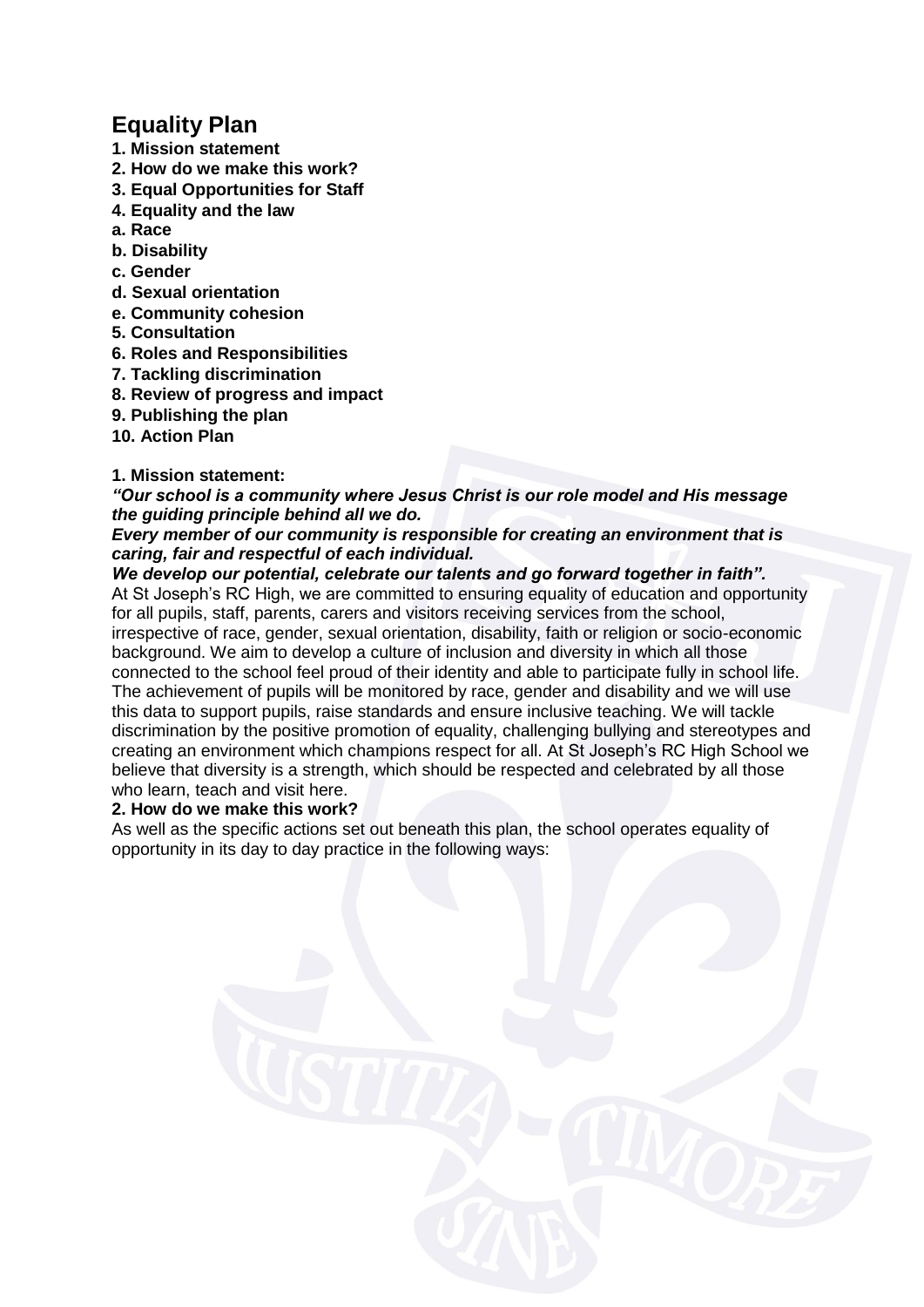# Equality Plan

**1. Mission statement**
**2. How do we make this work?**
**3. Equal Opportunities for Staff**
**4. Equality and the law**
**a. Race**
**b. Disability**
**c. Gender**
**d. Sexual orientation**
**e. Community cohesion**
**5. Consultation**
**6. Roles and Responsibilities**
**7. Tackling discrimination**
**8. Review of progress and impact**
**9. Publishing the plan**
**10. Action Plan**

**1. Mission statement:**

***"Our school is a community where Jesus Christ is our role model and His message the guiding principle behind all we do.***
***Every member of our community is responsible for creating an environment that is caring, fair and respectful of each individual.***
***We develop our potential, celebrate our talents and go forward together in faith".***

At St Joseph's RC High, we are committed to ensuring equality of education and opportunity for all pupils, staff, parents, carers and visitors receiving services from the school, irrespective of race, gender, sexual orientation, disability, faith or religion or socio-economic background. We aim to develop a culture of inclusion and diversity in which all those connected to the school feel proud of their identity and able to participate fully in school life. The achievement of pupils will be monitored by race, gender and disability and we will use this data to support pupils, raise standards and ensure inclusive teaching. We will tackle discrimination by the positive promotion of equality, challenging bullying and stereotypes and creating an environment which champions respect for all. At St Joseph's RC High School we believe that diversity is a strength, which should be respected and celebrated by all those who learn, teach and visit here.

**2. How do we make this work?**

As well as the specific actions set out beneath this plan, the school operates equality of opportunity in its day to day practice in the following ways: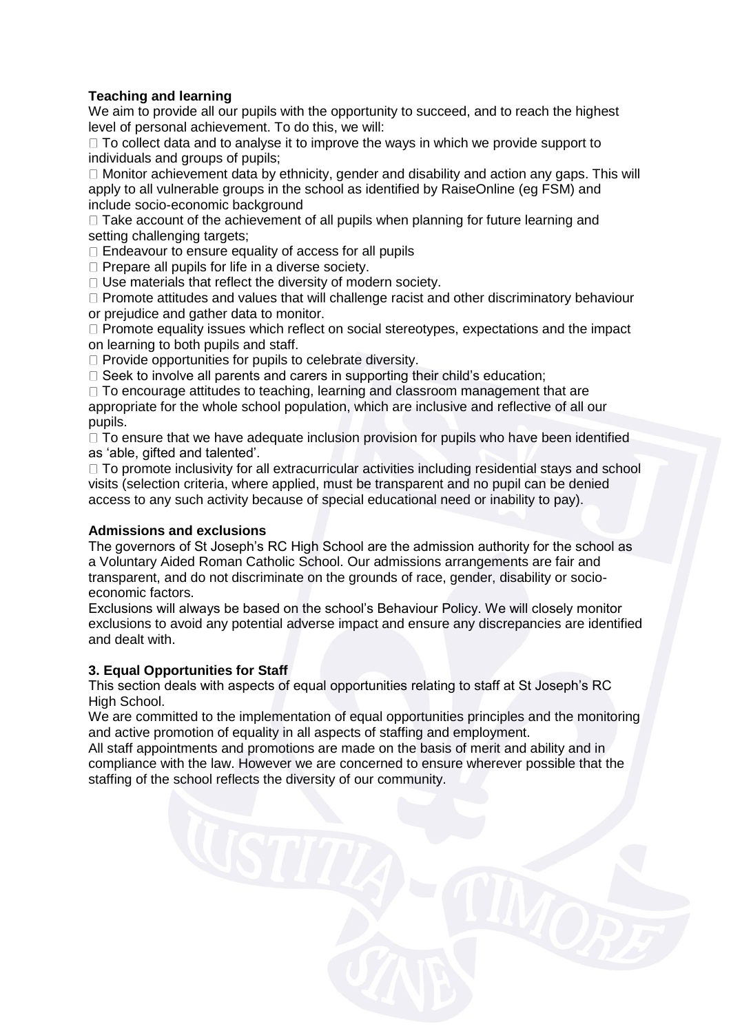**Teaching and learning**

We aim to provide all our pupils with the opportunity to succeed, and to reach the highest level of personal achievement. To do this, we will:

- To collect data and to analyse it to improve the ways in which we provide support to individuals and groups of pupils;
- Monitor achievement data by ethnicity, gender and disability and action any gaps. This will apply to all vulnerable groups in the school as identified by RaiseOnline (eg FSM) and include socio-economic background
- Take account of the achievement of all pupils when planning for future learning and setting challenging targets;
- Endeavour to ensure equality of access for all pupils
- Prepare all pupils for life in a diverse society.
- Use materials that reflect the diversity of modern society.
- Promote attitudes and values that will challenge racist and other discriminatory behaviour or prejudice and gather data to monitor.
- Promote equality issues which reflect on social stereotypes, expectations and the impact on learning to both pupils and staff.
- Provide opportunities for pupils to celebrate diversity.
- Seek to involve all parents and carers in supporting their child's education;
- To encourage attitudes to teaching, learning and classroom management that are appropriate for the whole school population, which are inclusive and reflective of all our pupils.
- To ensure that we have adequate inclusion provision for pupils who have been identified as 'able, gifted and talented'.
- To promote inclusivity for all extracurricular activities including residential stays and school visits (selection criteria, where applied, must be transparent and no pupil can be denied access to any such activity because of special educational need or inability to pay).

**Admissions and exclusions**

The governors of St Joseph's RC High School are the admission authority for the school as a Voluntary Aided Roman Catholic School. Our admissions arrangements are fair and transparent, and do not discriminate on the grounds of race, gender, disability or socio-economic factors.

Exclusions will always be based on the school's Behaviour Policy. We will closely monitor exclusions to avoid any potential adverse impact and ensure any discrepancies are identified and dealt with.

**3. Equal Opportunities for Staff**

This section deals with aspects of equal opportunities relating to staff at St Joseph's RC High School.

We are committed to the implementation of equal opportunities principles and the monitoring and active promotion of equality in all aspects of staffing and employment.

All staff appointments and promotions are made on the basis of merit and ability and in compliance with the law. However we are concerned to ensure wherever possible that the staffing of the school reflects the diversity of our community.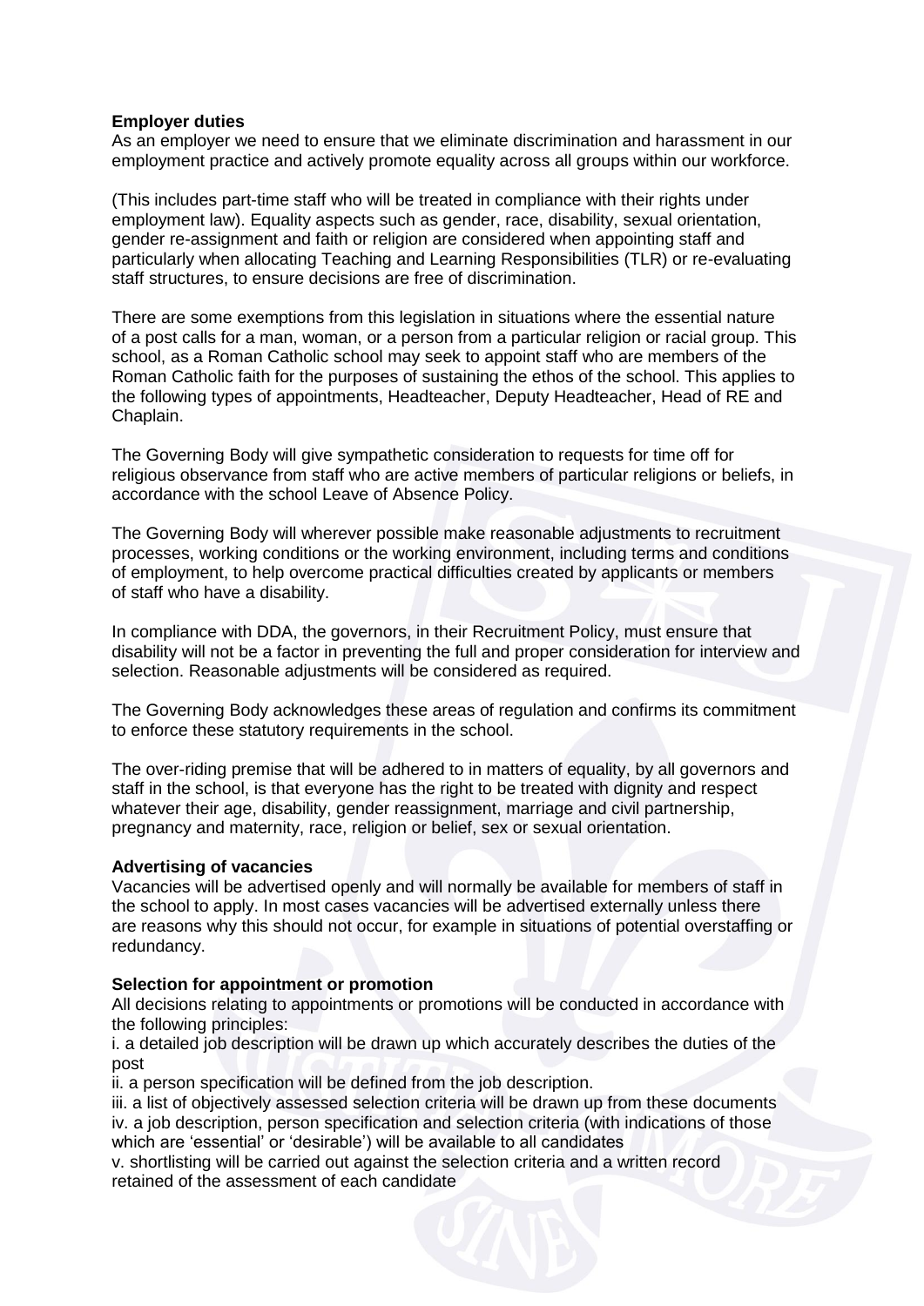**Employer duties**

As an employer we need to ensure that we eliminate discrimination and harassment in our employment practice and actively promote equality across all groups within our workforce.

(This includes part-time staff who will be treated in compliance with their rights under employment law). Equality aspects such as gender, race, disability, sexual orientation, gender re-assignment and faith or religion are considered when appointing staff and particularly when allocating Teaching and Learning Responsibilities (TLR) or re-evaluating staff structures, to ensure decisions are free of discrimination.

There are some exemptions from this legislation in situations where the essential nature of a post calls for a man, woman, or a person from a particular religion or racial group. This school, as a Roman Catholic school may seek to appoint staff who are members of the Roman Catholic faith for the purposes of sustaining the ethos of the school. This applies to the following types of appointments, Headteacher, Deputy Headteacher, Head of RE and Chaplain.

The Governing Body will give sympathetic consideration to requests for time off for religious observance from staff who are active members of particular religions or beliefs, in accordance with the school Leave of Absence Policy.

The Governing Body will wherever possible make reasonable adjustments to recruitment processes, working conditions or the working environment, including terms and conditions of employment, to help overcome practical difficulties created by applicants or members of staff who have a disability.

In compliance with DDA, the governors, in their Recruitment Policy, must ensure that disability will not be a factor in preventing the full and proper consideration for interview and selection. Reasonable adjustments will be considered as required.

The Governing Body acknowledges these areas of regulation and confirms its commitment to enforce these statutory requirements in the school.

The over-riding premise that will be adhered to in matters of equality, by all governors and staff in the school, is that everyone has the right to be treated with dignity and respect whatever their age, disability, gender reassignment, marriage and civil partnership, pregnancy and maternity, race, religion or belief, sex or sexual orientation.

**Advertising of vacancies**

Vacancies will be advertised openly and will normally be available for members of staff in the school to apply. In most cases vacancies will be advertised externally unless there are reasons why this should not occur, for example in situations of potential overstaffing or redundancy.

**Selection for appointment or promotion**

All decisions relating to appointments or promotions will be conducted in accordance with the following principles:

i. a detailed job description will be drawn up which accurately describes the duties of the post

ii. a person specification will be defined from the job description.

iii. a list of objectively assessed selection criteria will be drawn up from these documents

iv. a job description, person specification and selection criteria (with indications of those which are 'essential' or 'desirable') will be available to all candidates

v. shortlisting will be carried out against the selection criteria and a written record retained of the assessment of each candidate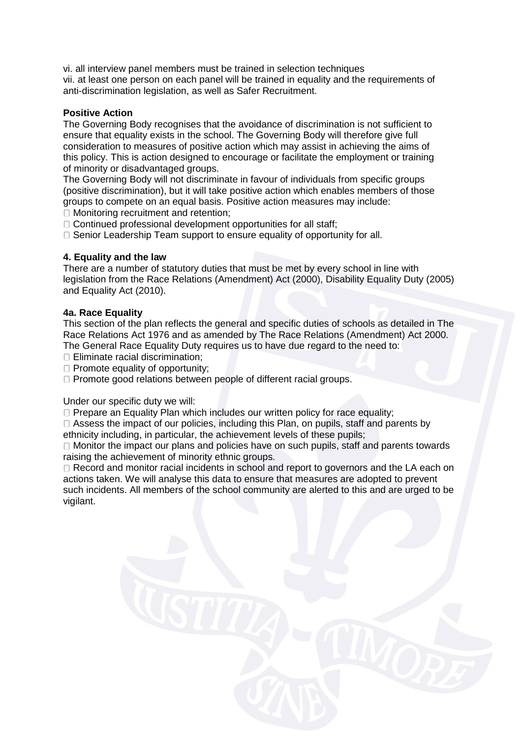vi. all interview panel members must be trained in selection techniques
vii. at least one person on each panel will be trained in equality and the requirements of anti-discrimination legislation, as well as Safer Recruitment.

**Positive Action**

The Governing Body recognises that the avoidance of discrimination is not sufficient to ensure that equality exists in the school. The Governing Body will therefore give full consideration to measures of positive action which may assist in achieving the aims of this policy. This is action designed to encourage or facilitate the employment or training of minority or disadvantaged groups.

The Governing Body will not discriminate in favour of individuals from specific groups (positive discrimination), but it will take positive action which enables members of those groups to compete on an equal basis. Positive action measures may include:

- Monitoring recruitment and retention;
- Continued professional development opportunities for all staff;
- Senior Leadership Team support to ensure equality of opportunity for all.

**4. Equality and the law**

There are a number of statutory duties that must be met by every school in line with legislation from the Race Relations (Amendment) Act (2000), Disability Equality Duty (2005) and Equality Act (2010).

**4a. Race Equality**

This section of the plan reflects the general and specific duties of schools as detailed in The Race Relations Act 1976 and as amended by The Race Relations (Amendment) Act 2000. The General Race Equality Duty requires us to have due regard to the need to:

- Eliminate racial discrimination;
- Promote equality of opportunity;
- Promote good relations between people of different racial groups.

Under our specific duty we will:

- Prepare an Equality Plan which includes our written policy for race equality;
- Assess the impact of our policies, including this Plan, on pupils, staff and parents by ethnicity including, in particular, the achievement levels of these pupils;
- Monitor the impact our plans and policies have on such pupils, staff and parents towards raising the achievement of minority ethnic groups.
- Record and monitor racial incidents in school and report to governors and the LA each on actions taken. We will analyse this data to ensure that measures are adopted to prevent such incidents. All members of the school community are alerted to this and are urged to be vigilant.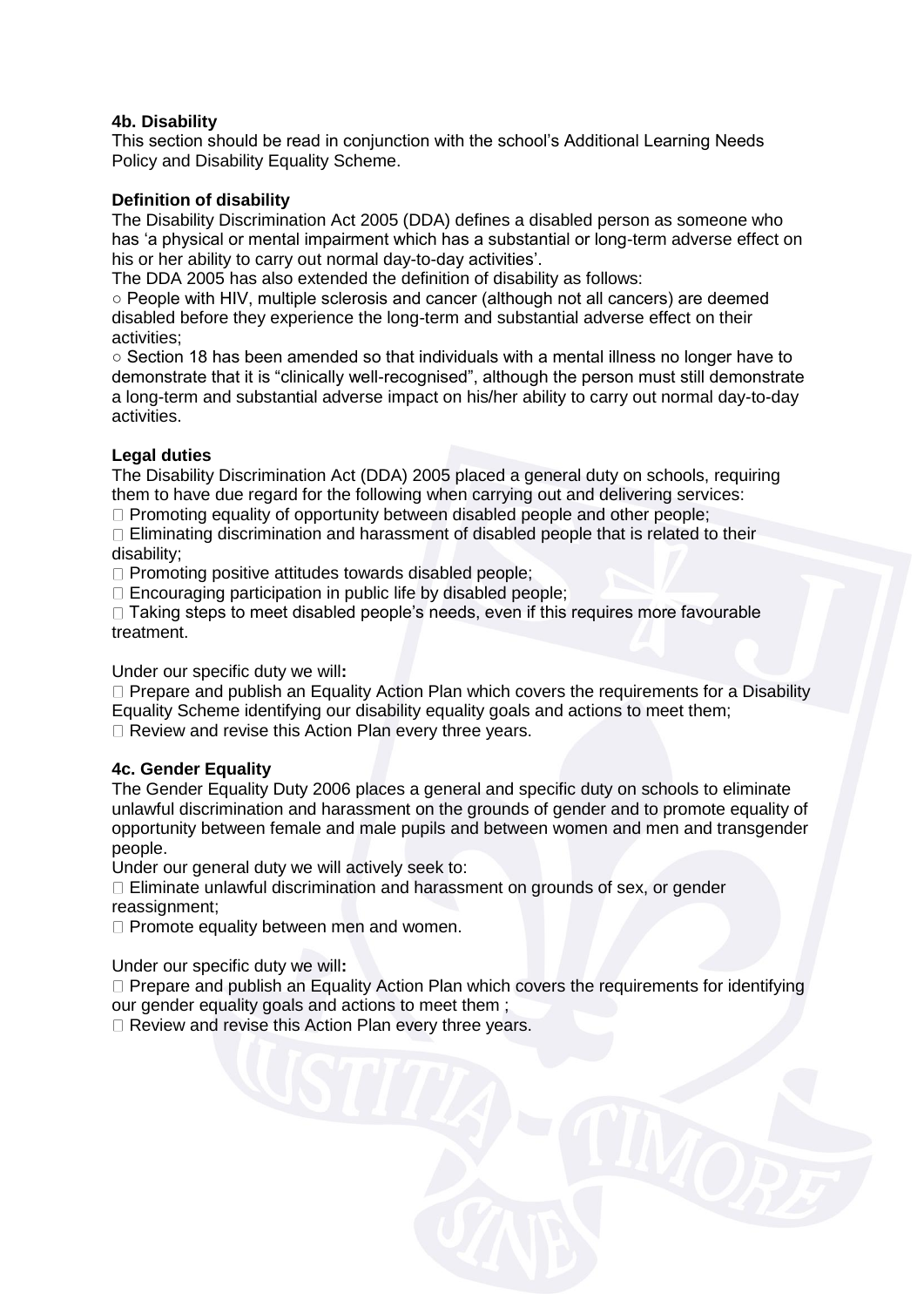**4b. Disability**

This section should be read in conjunction with the school's Additional Learning Needs Policy and Disability Equality Scheme.

**Definition of disability**

The Disability Discrimination Act 2005 (DDA) defines a disabled person as someone who has 'a physical or mental impairment which has a substantial or long-term adverse effect on his or her ability to carry out normal day-to-day activities'.

The DDA 2005 has also extended the definition of disability as follows:

- People with HIV, multiple sclerosis and cancer (although not all cancers) are deemed disabled before they experience the long-term and substantial adverse effect on their activities;
- Section 18 has been amended so that individuals with a mental illness no longer have to demonstrate that it is "clinically well-recognised", although the person must still demonstrate a long-term and substantial adverse impact on his/her ability to carry out normal day-to-day activities.

**Legal duties**

The Disability Discrimination Act (DDA) 2005 placed a general duty on schools, requiring them to have due regard for the following when carrying out and delivering services:

- Promoting equality of opportunity between disabled people and other people;
- Eliminating discrimination and harassment of disabled people that is related to their disability;
- Promoting positive attitudes towards disabled people;
- Encouraging participation in public life by disabled people;
- Taking steps to meet disabled people's needs, even if this requires more favourable treatment.

Under our specific duty we will**:**

- Prepare and publish an Equality Action Plan which covers the requirements for a Disability Equality Scheme identifying our disability equality goals and actions to meet them;
- Review and revise this Action Plan every three years.

**4c. Gender Equality**

The Gender Equality Duty 2006 places a general and specific duty on schools to eliminate unlawful discrimination and harassment on the grounds of gender and to promote equality of opportunity between female and male pupils and between women and men and transgender people.

Under our general duty we will actively seek to:

- Eliminate unlawful discrimination and harassment on grounds of sex, or gender reassignment;
- Promote equality between men and women.

Under our specific duty we will**:**

- Prepare and publish an Equality Action Plan which covers the requirements for identifying our gender equality goals and actions to meet them ;
- Review and revise this Action Plan every three years.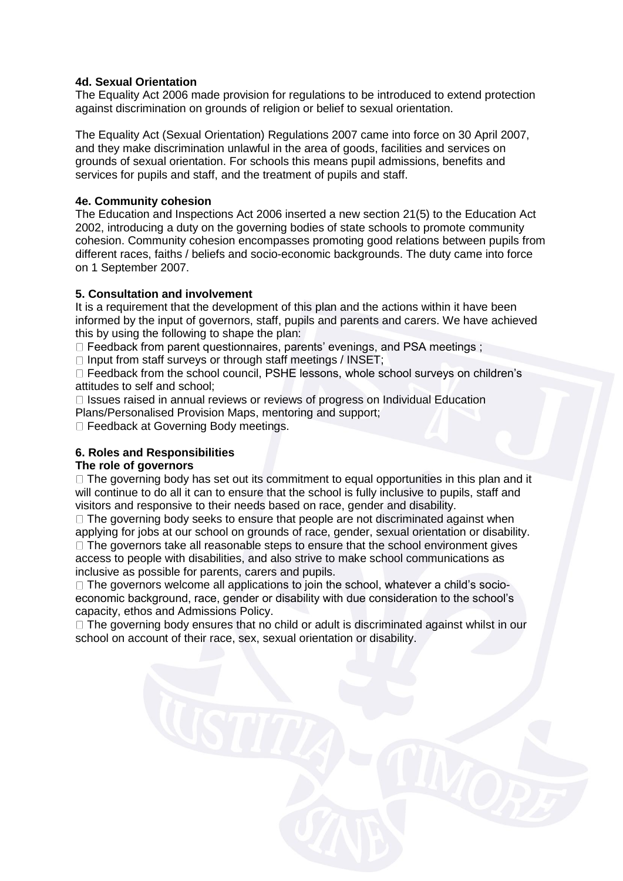**4d. Sexual Orientation**

The Equality Act 2006 made provision for regulations to be introduced to extend protection against discrimination on grounds of religion or belief to sexual orientation.

The Equality Act (Sexual Orientation) Regulations 2007 came into force on 30 April 2007, and they make discrimination unlawful in the area of goods, facilities and services on grounds of sexual orientation. For schools this means pupil admissions, benefits and services for pupils and staff, and the treatment of pupils and staff.

**4e. Community cohesion**

The Education and Inspections Act 2006 inserted a new section 21(5) to the Education Act 2002, introducing a duty on the governing bodies of state schools to promote community cohesion. Community cohesion encompasses promoting good relations between pupils from different races, faiths / beliefs and socio-economic backgrounds. The duty came into force on 1 September 2007.

**5. Consultation and involvement**

It is a requirement that the development of this plan and the actions within it have been informed by the input of governors, staff, pupils and parents and carers. We have achieved this by using the following to shape the plan:

- Feedback from parent questionnaires, parents' evenings, and PSA meetings ;
- Input from staff surveys or through staff meetings / INSET;
- Feedback from the school council, PSHE lessons, whole school surveys on children's attitudes to self and school;
- Issues raised in annual reviews or reviews of progress on Individual Education Plans/Personalised Provision Maps, mentoring and support;
- Feedback at Governing Body meetings.

**6. Roles and Responsibilities**

**The role of governors**

- The governing body has set out its commitment to equal opportunities in this plan and it will continue to do all it can to ensure that the school is fully inclusive to pupils, staff and visitors and responsive to their needs based on race, gender and disability.
- The governing body seeks to ensure that people are not discriminated against when applying for jobs at our school on grounds of race, gender, sexual orientation or disability.
- The governors take all reasonable steps to ensure that the school environment gives access to people with disabilities, and also strive to make school communications as inclusive as possible for parents, carers and pupils.
- The governors welcome all applications to join the school, whatever a child's socio-economic background, race, gender or disability with due consideration to the school's capacity, ethos and Admissions Policy.
- The governing body ensures that no child or adult is discriminated against whilst in our school on account of their race, sex, sexual orientation or disability.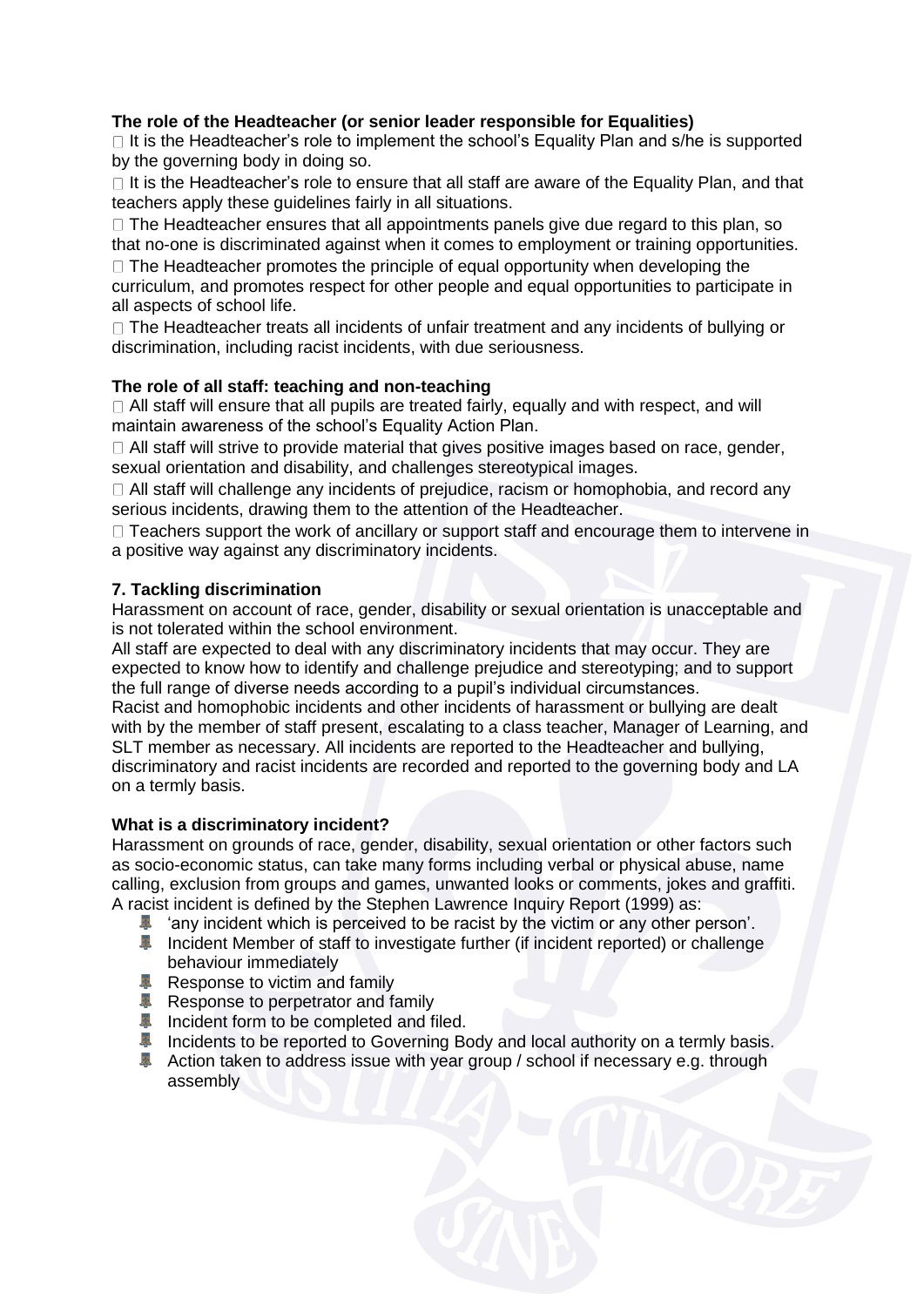**The role of the Headteacher (or senior leader responsible for Equalities)**

- It is the Headteacher's role to implement the school's Equality Plan and s/he is supported by the governing body in doing so.
- It is the Headteacher's role to ensure that all staff are aware of the Equality Plan, and that teachers apply these guidelines fairly in all situations.
- The Headteacher ensures that all appointments panels give due regard to this plan, so that no-one is discriminated against when it comes to employment or training opportunities.
- The Headteacher promotes the principle of equal opportunity when developing the curriculum, and promotes respect for other people and equal opportunities to participate in all aspects of school life.
- The Headteacher treats all incidents of unfair treatment and any incidents of bullying or discrimination, including racist incidents, with due seriousness.

**The role of all staff: teaching and non-teaching**

- All staff will ensure that all pupils are treated fairly, equally and with respect, and will maintain awareness of the school's Equality Action Plan.
- All staff will strive to provide material that gives positive images based on race, gender, sexual orientation and disability, and challenges stereotypical images.
- All staff will challenge any incidents of prejudice, racism or homophobia, and record any serious incidents, drawing them to the attention of the Headteacher.
- Teachers support the work of ancillary or support staff and encourage them to intervene in a positive way against any discriminatory incidents.

**7. Tackling discrimination**

Harassment on account of race, gender, disability or sexual orientation is unacceptable and is not tolerated within the school environment.

All staff are expected to deal with any discriminatory incidents that may occur. They are expected to know how to identify and challenge prejudice and stereotyping; and to support the full range of diverse needs according to a pupil's individual circumstances.

Racist and homophobic incidents and other incidents of harassment or bullying are dealt with by the member of staff present, escalating to a class teacher, Manager of Learning, and SLT member as necessary. All incidents are reported to the Headteacher and bullying, discriminatory and racist incidents are recorded and reported to the governing body and LA on a termly basis.

**What is a discriminatory incident?**

Harassment on grounds of race, gender, disability, sexual orientation or other factors such as socio-economic status, can take many forms including verbal or physical abuse, name calling, exclusion from groups and games, unwanted looks or comments, jokes and graffiti.

A racist incident is defined by the Stephen Lawrence Inquiry Report (1999) as:

- 'any incident which is perceived to be racist by the victim or any other person'.
- Incident Member of staff to investigate further (if incident reported) or challenge behaviour immediately
- Response to victim and family
- Response to perpetrator and family
- Incident form to be completed and filed.
- Incidents to be reported to Governing Body and local authority on a termly basis.
- Action taken to address issue with year group / school if necessary e.g. through assembly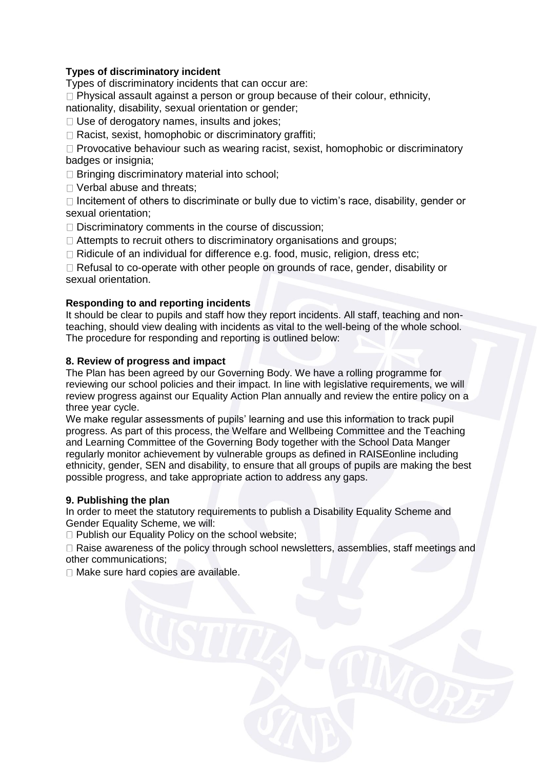**Types of discriminatory incident**

Types of discriminatory incidents that can occur are:

- Physical assault against a person or group because of their colour, ethnicity, nationality, disability, sexual orientation or gender;
- Use of derogatory names, insults and jokes;
- Racist, sexist, homophobic or discriminatory graffiti;
- Provocative behaviour such as wearing racist, sexist, homophobic or discriminatory badges or insignia;
- Bringing discriminatory material into school;
- Verbal abuse and threats;
- Incitement of others to discriminate or bully due to victim's race, disability, gender or sexual orientation;
- Discriminatory comments in the course of discussion;
- Attempts to recruit others to discriminatory organisations and groups;
- Ridicule of an individual for difference e.g. food, music, religion, dress etc;
- Refusal to co-operate with other people on grounds of race, gender, disability or sexual orientation.

**Responding to and reporting incidents**

It should be clear to pupils and staff how they report incidents. All staff, teaching and non-teaching, should view dealing with incidents as vital to the well-being of the whole school. The procedure for responding and reporting is outlined below:

**8. Review of progress and impact**

The Plan has been agreed by our Governing Body. We have a rolling programme for reviewing our school policies and their impact. In line with legislative requirements, we will review progress against our Equality Action Plan annually and review the entire policy on a three year cycle.

We make regular assessments of pupils' learning and use this information to track pupil progress. As part of this process, the Welfare and Wellbeing Committee and the Teaching and Learning Committee of the Governing Body together with the School Data Manger regularly monitor achievement by vulnerable groups as defined in RAISEonline including ethnicity, gender, SEN and disability, to ensure that all groups of pupils are making the best possible progress, and take appropriate action to address any gaps.

**9. Publishing the plan**

In order to meet the statutory requirements to publish a Disability Equality Scheme and Gender Equality Scheme, we will:

- Publish our Equality Policy on the school website;
- Raise awareness of the policy through school newsletters, assemblies, staff meetings and other communications;
- Make sure hard copies are available.